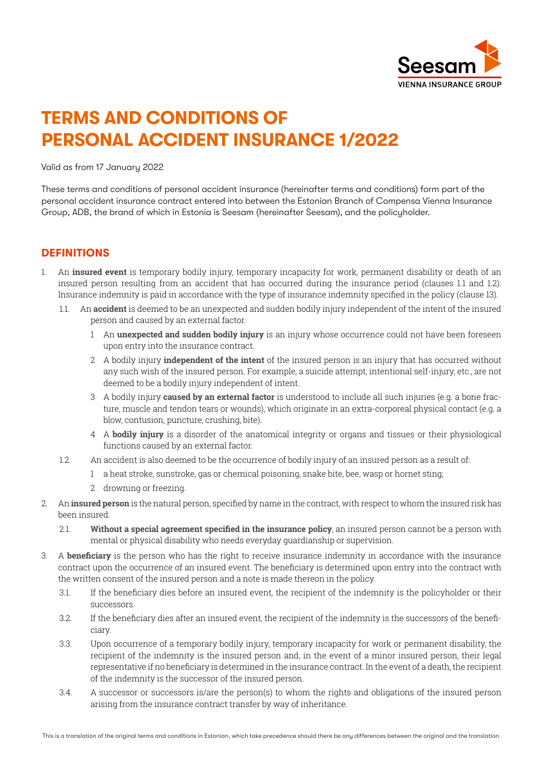# TERMS AND CONDITIONS OF PERSONAL ACCIDENT INSURANCE 1/2022

Valid as from 17 January 2022

These terms and conditions of personal accident insurance (hereinafter terms and conditions) form part of the personal accident insurance contract entered into between the Estonian Branch of Compensa Vienna Insurance Group, ADB, the brand of which in Estonia is Seesam (hereinafter Seesam), and the policyholder.

## DEFINITIONS

1. An **insured event** is temporary bodily injury, temporary incapacity for work, permanent disability or death of an insured person resulting from an accident that has occurred during the insurance period (clauses 1.1 and 1.2). Insurance indemnity is paid in accordance with the type of insurance indemnity specified in the policy (clause 13).
   - 1.1. An **accident** is deemed to be an unexpected and sudden bodily injury independent of the intent of the insured person and caused by an external factor.
     1. An **unexpected and sudden bodily injury** is an injury whose occurrence could not have been foreseen upon entry into the insurance contract.
     2. A bodily injury **independent of the intent** of the insured person is an injury that has occurred without any such wish of the insured person. For example, a suicide attempt, intentional self-injury, etc., are not deemed to be a bodily injury independent of intent.
     3. A bodily injury **caused by an external factor** is understood to include all such injuries (e.g. a bone fracture, muscle and tendon tears or wounds), which originate in an extra-corporeal physical contact (e.g. a blow, contusion, puncture, crushing, bite).
     4. A **bodily injury** is a disorder of the anatomical integrity or organs and tissues or their physiological functions caused by an external factor.
   - 1.2. An accident is also deemed to be the occurrence of bodily injury of an insured person as a result of:
     1. a heat stroke, sunstroke, gas or chemical poisoning, snake bite, bee, wasp or hornet sting;
     2. drowning or freezing.
2. An **insured person** is the natural person, specified by name in the contract, with respect to whom the insured risk has been insured.
   - 2.1. **Without a special agreement specified in the insurance policy**, an insured person cannot be a person with mental or physical disability who needs everyday guardianship or supervision.
3. A **beneficiary** is the person who has the right to receive insurance indemnity in accordance with the insurance contract upon the occurrence of an insured event. The beneficiary is determined upon entry into the contract with the written consent of the insured person and a note is made thereon in the policy.
   - 3.1. If the beneficiary dies before an insured event, the recipient of the indemnity is the policyholder or their successors.
   - 3.2. If the beneficiary dies after an insured event, the recipient of the indemnity is the successors of the beneficiary.
   - 3.3. Upon occurrence of a temporary bodily injury, temporary incapacity for work or permanent disability, the recipient of the indemnity is the insured person and, in the event of a minor insured person, their legal representative if no beneficiary is determined in the insurance contract. In the event of a death, the recipient of the indemnity is the successor of the insured person.
   - 3.4. A successor or successors is/are the person(s) to whom the rights and obligations of the insured person arising from the insurance contract transfer by way of inheritance.

This is a translation of the original terms and conditions in Estonian, which take precedence should there be any differences between the original and the translation.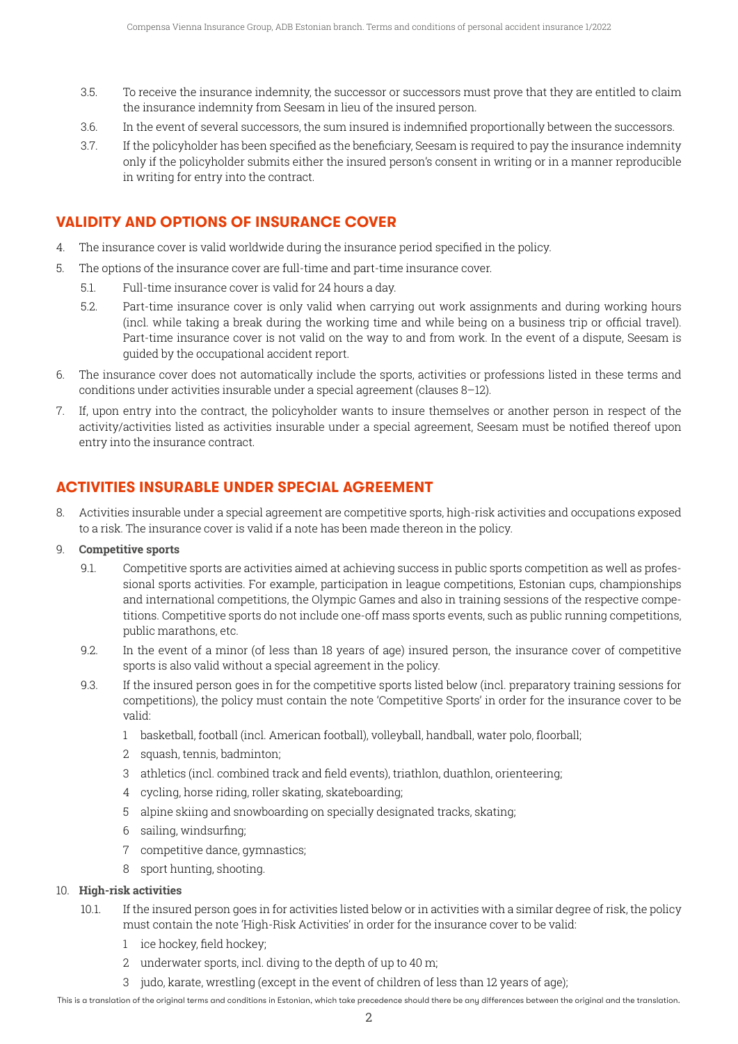3.5. To receive the insurance indemnity, the successor or successors must prove that they are entitled to claim the insurance indemnity from Seesam in lieu of the insured person.

3.6. In the event of several successors, the sum insured is indemnified proportionally between the successors.

3.7. If the policyholder has been specified as the beneficiary, Seesam is required to pay the insurance indemnity only if the policyholder submits either the insured person's consent in writing or in a manner reproducible in writing for entry into the contract.

## VALIDITY AND OPTIONS OF INSURANCE COVER

4. The insurance cover is valid worldwide during the insurance period specified in the policy.

5. The options of the insurance cover are full-time and part-time insurance cover.

5.1. Full-time insurance cover is valid for 24 hours a day.

5.2. Part-time insurance cover is only valid when carrying out work assignments and during working hours (incl. while taking a break during the working time and while being on a business trip or official travel). Part-time insurance cover is not valid on the way to and from work. In the event of a dispute, Seesam is guided by the occupational accident report.

6. The insurance cover does not automatically include the sports, activities or professions listed in these terms and conditions under activities insurable under a special agreement (clauses 8–12).

7. If, upon entry into the contract, the policyholder wants to insure themselves or another person in respect of the activity/activities listed as activities insurable under a special agreement, Seesam must be notified thereof upon entry into the insurance contract.

## ACTIVITIES INSURABLE UNDER SPECIAL AGREEMENT

8. Activities insurable under a special agreement are competitive sports, high-risk activities and occupations exposed to a risk. The insurance cover is valid if a note has been made thereon in the policy.

9. **Competitive sports**

9.1. Competitive sports are activities aimed at achieving success in public sports competition as well as professional sports activities. For example, participation in league competitions, Estonian cups, championships and international competitions, the Olympic Games and also in training sessions of the respective competitions. Competitive sports do not include one-off mass sports events, such as public running competitions, public marathons, etc.

9.2. In the event of a minor (of less than 18 years of age) insured person, the insurance cover of competitive sports is also valid without a special agreement in the policy.

9.3. If the insured person goes in for the competitive sports listed below (incl. preparatory training sessions for competitions), the policy must contain the note 'Competitive Sports' in order for the insurance cover to be valid:

1 basketball, football (incl. American football), volleyball, handball, water polo, floorball;

2 squash, tennis, badminton;

3 athletics (incl. combined track and field events), triathlon, duathlon, orienteering;

4 cycling, horse riding, roller skating, skateboarding;

5 alpine skiing and snowboarding on specially designated tracks, skating;

6 sailing, windsurfing;

7 competitive dance, gymnastics;

8 sport hunting, shooting.

10. **High-risk activities**

10.1. If the insured person goes in for activities listed below or in activities with a similar degree of risk, the policy must contain the note 'High-Risk Activities' in order for the insurance cover to be valid:

1 ice hockey, field hockey;

2 underwater sports, incl. diving to the depth of up to 40 m;

3 judo, karate, wrestling (except in the event of children of less than 12 years of age);

This is a translation of the original terms and conditions in Estonian, which take precedence should there be any differences between the original and the translation.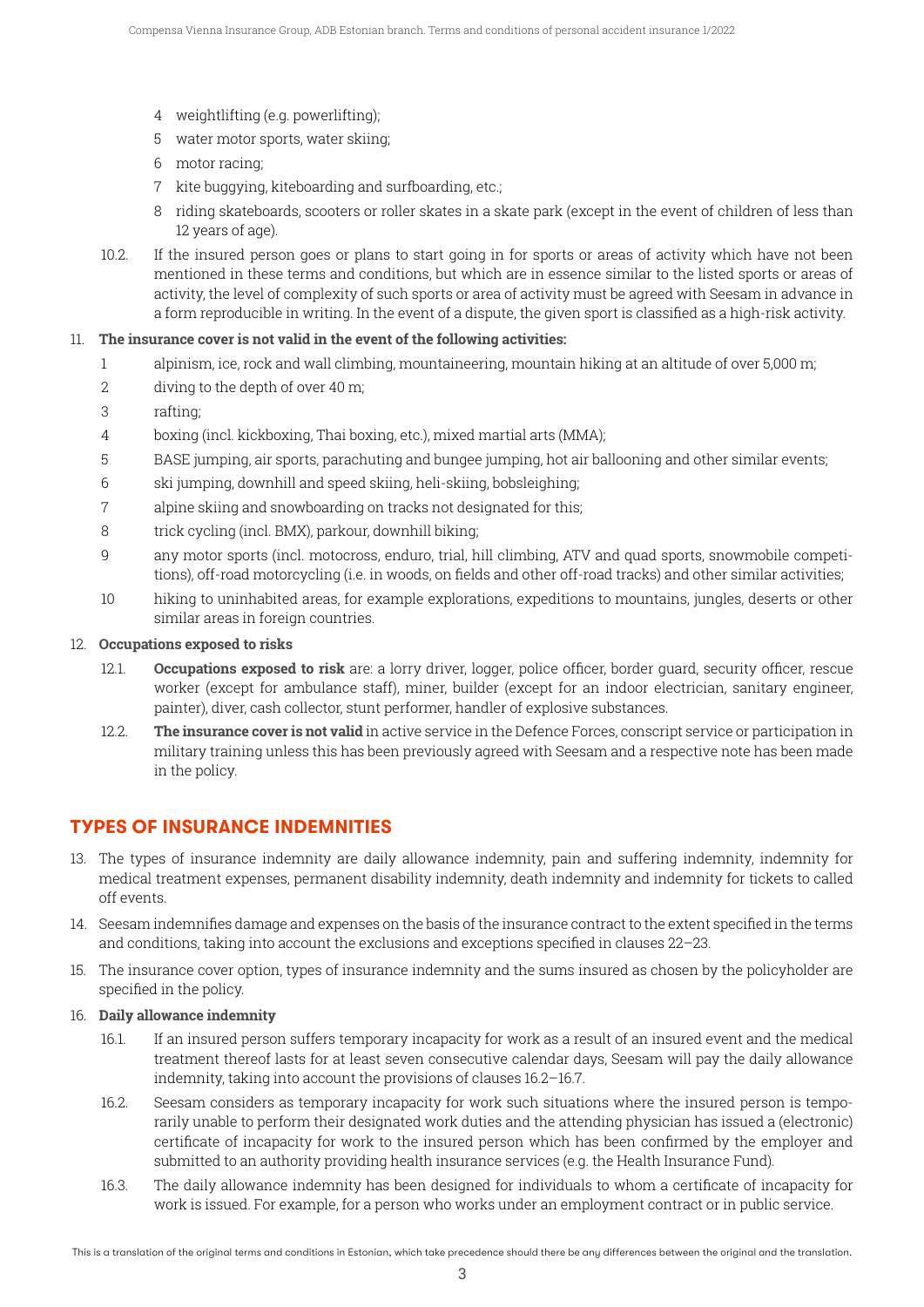4 weightlifting (e.g. powerlifting);

5 water motor sports, water skiing;

6 motor racing;

7 kite buggying, kiteboarding and surfboarding, etc.;

8 riding skateboards, scooters or roller skates in a skate park (except in the event of children of less than 12 years of age).

10.2. If the insured person goes or plans to start going in for sports or areas of activity which have not been mentioned in these terms and conditions, but which are in essence similar to the listed sports or areas of activity, the level of complexity of such sports or area of activity must be agreed with Seesam in advance in a form reproducible in writing. In the event of a dispute, the given sport is classified as a high-risk activity.

11. **The insurance cover is not valid in the event of the following activities:**

1 alpinism, ice, rock and wall climbing, mountaineering, mountain hiking at an altitude of over 5,000 m;

2 diving to the depth of over 40 m;

3 rafting;

4 boxing (incl. kickboxing, Thai boxing, etc.), mixed martial arts (MMA);

5 BASE jumping, air sports, parachuting and bungee jumping, hot air ballooning and other similar events;

6 ski jumping, downhill and speed skiing, heli-skiing, bobsleighing;

7 alpine skiing and snowboarding on tracks not designated for this;

8 trick cycling (incl. BMX), parkour, downhill biking;

9 any motor sports (incl. motocross, enduro, trial, hill climbing, ATV and quad sports, snowmobile competitions), off-road motorcycling (i.e. in woods, on fields and other off-road tracks) and other similar activities;

10 hiking to uninhabited areas, for example explorations, expeditions to mountains, jungles, deserts or other similar areas in foreign countries.

12. **Occupations exposed to risks**

12.1. **Occupations exposed to risk** are: a lorry driver, logger, police officer, border guard, security officer, rescue worker (except for ambulance staff), miner, builder (except for an indoor electrician, sanitary engineer, painter), diver, cash collector, stunt performer, handler of explosive substances.

12.2. **The insurance cover is not valid** in active service in the Defence Forces, conscript service or participation in military training unless this has been previously agreed with Seesam and a respective note has been made in the policy.

## TYPES OF INSURANCE INDEMNITIES

13. The types of insurance indemnity are daily allowance indemnity, pain and suffering indemnity, indemnity for medical treatment expenses, permanent disability indemnity, death indemnity and indemnity for tickets to called off events.

14. Seesam indemnifies damage and expenses on the basis of the insurance contract to the extent specified in the terms and conditions, taking into account the exclusions and exceptions specified in clauses 22–23.

15. The insurance cover option, types of insurance indemnity and the sums insured as chosen by the policyholder are specified in the policy.

16. **Daily allowance indemnity**

16.1. If an insured person suffers temporary incapacity for work as a result of an insured event and the medical treatment thereof lasts for at least seven consecutive calendar days, Seesam will pay the daily allowance indemnity, taking into account the provisions of clauses 16.2–16.7.

16.2. Seesam considers as temporary incapacity for work such situations where the insured person is temporarily unable to perform their designated work duties and the attending physician has issued a (electronic) certificate of incapacity for work to the insured person which has been confirmed by the employer and submitted to an authority providing health insurance services (e.g. the Health Insurance Fund).

16.3. The daily allowance indemnity has been designed for individuals to whom a certificate of incapacity for work is issued. For example, for a person who works under an employment contract or in public service.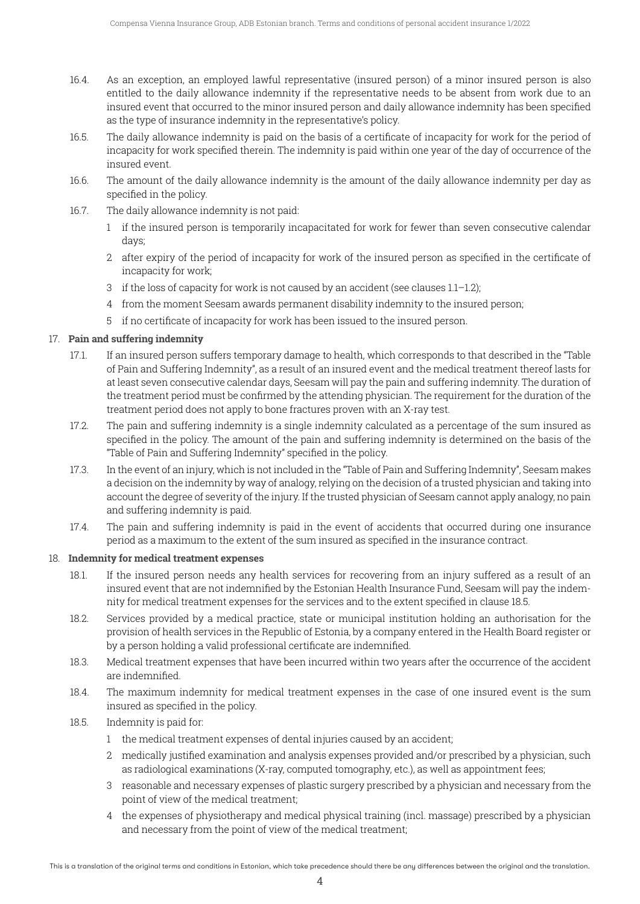16.4. As an exception, an employed lawful representative (insured person) of a minor insured person is also entitled to the daily allowance indemnity if the representative needs to be absent from work due to an insured event that occurred to the minor insured person and daily allowance indemnity has been specified as the type of insurance indemnity in the representative's policy.

16.5. The daily allowance indemnity is paid on the basis of a certificate of incapacity for work for the period of incapacity for work specified therein. The indemnity is paid within one year of the day of occurrence of the insured event.

16.6. The amount of the daily allowance indemnity is the amount of the daily allowance indemnity per day as specified in the policy.

16.7. The daily allowance indemnity is not paid:

1 if the insured person is temporarily incapacitated for work for fewer than seven consecutive calendar days;

2 after expiry of the period of incapacity for work of the insured person as specified in the certificate of incapacity for work;

3 if the loss of capacity for work is not caused by an accident (see clauses 1.1–1.2);

4 from the moment Seesam awards permanent disability indemnity to the insured person;

5 if no certificate of incapacity for work has been issued to the insured person.

## 17. Pain and suffering indemnity

17.1. If an insured person suffers temporary damage to health, which corresponds to that described in the "Table of Pain and Suffering Indemnity", as a result of an insured event and the medical treatment thereof lasts for at least seven consecutive calendar days, Seesam will pay the pain and suffering indemnity. The duration of the treatment period must be confirmed by the attending physician. The requirement for the duration of the treatment period does not apply to bone fractures proven with an X-ray test.

17.2. The pain and suffering indemnity is a single indemnity calculated as a percentage of the sum insured as specified in the policy. The amount of the pain and suffering indemnity is determined on the basis of the "Table of Pain and Suffering Indemnity" specified in the policy.

17.3. In the event of an injury, which is not included in the "Table of Pain and Suffering Indemnity", Seesam makes a decision on the indemnity by way of analogy, relying on the decision of a trusted physician and taking into account the degree of severity of the injury. If the trusted physician of Seesam cannot apply analogy, no pain and suffering indemnity is paid.

17.4. The pain and suffering indemnity is paid in the event of accidents that occurred during one insurance period as a maximum to the extent of the sum insured as specified in the insurance contract.

## 18. Indemnity for medical treatment expenses

18.1. If the insured person needs any health services for recovering from an injury suffered as a result of an insured event that are not indemnified by the Estonian Health Insurance Fund, Seesam will pay the indemnity for medical treatment expenses for the services and to the extent specified in clause 18.5.

18.2. Services provided by a medical practice, state or municipal institution holding an authorisation for the provision of health services in the Republic of Estonia, by a company entered in the Health Board register or by a person holding a valid professional certificate are indemnified.

18.3. Medical treatment expenses that have been incurred within two years after the occurrence of the accident are indemnified.

18.4. The maximum indemnity for medical treatment expenses in the case of one insured event is the sum insured as specified in the policy.

18.5. Indemnity is paid for:

1 the medical treatment expenses of dental injuries caused by an accident;

2 medically justified examination and analysis expenses provided and/or prescribed by a physician, such as radiological examinations (X-ray, computed tomography, etc.), as well as appointment fees;

3 reasonable and necessary expenses of plastic surgery prescribed by a physician and necessary from the point of view of the medical treatment;

4 the expenses of physiotherapy and medical physical training (incl. massage) prescribed by a physician and necessary from the point of view of the medical treatment;

This is a translation of the original terms and conditions in Estonian, which take precedence should there be any differences between the original and the translation.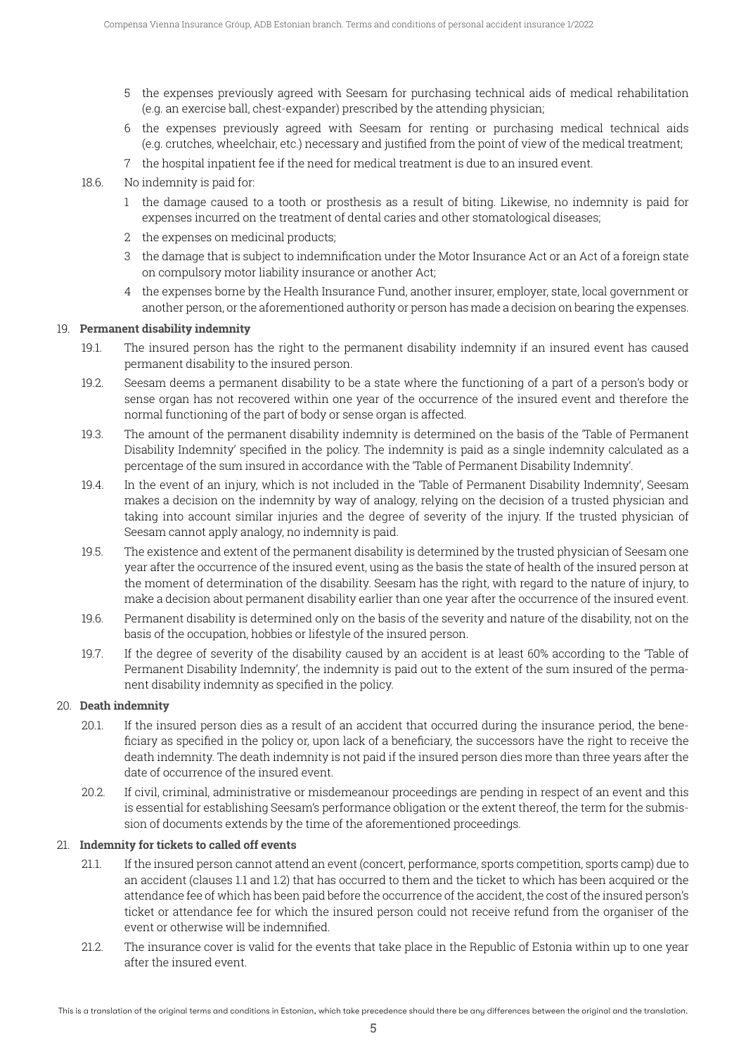5 the expenses previously agreed with Seesam for purchasing technical aids of medical rehabilitation (e.g. an exercise ball, chest-expander) prescribed by the attending physician;

6 the expenses previously agreed with Seesam for renting or purchasing medical technical aids (e.g. crutches, wheelchair, etc.) necessary and justified from the point of view of the medical treatment;

7 the hospital inpatient fee if the need for medical treatment is due to an insured event.

18.6. No indemnity is paid for:

1 the damage caused to a tooth or prosthesis as a result of biting. Likewise, no indemnity is paid for expenses incurred on the treatment of dental caries and other stomatological diseases;

2 the expenses on medicinal products;

3 the damage that is subject to indemnification under the Motor Insurance Act or an Act of a foreign state on compulsory motor liability insurance or another Act;

4 the expenses borne by the Health Insurance Fund, another insurer, employer, state, local government or another person, or the aforementioned authority or person has made a decision on bearing the expenses.

## 19. Permanent disability indemnity

19.1. The insured person has the right to the permanent disability indemnity if an insured event has caused permanent disability to the insured person.

19.2. Seesam deems a permanent disability to be a state where the functioning of a part of a person's body or sense organ has not recovered within one year of the occurrence of the insured event and therefore the normal functioning of the part of body or sense organ is affected.

19.3. The amount of the permanent disability indemnity is determined on the basis of the 'Table of Permanent Disability Indemnity' specified in the policy. The indemnity is paid as a single indemnity calculated as a percentage of the sum insured in accordance with the 'Table of Permanent Disability Indemnity'.

19.4. In the event of an injury, which is not included in the 'Table of Permanent Disability Indemnity', Seesam makes a decision on the indemnity by way of analogy, relying on the decision of a trusted physician and taking into account similar injuries and the degree of severity of the injury. If the trusted physician of Seesam cannot apply analogy, no indemnity is paid.

19.5. The existence and extent of the permanent disability is determined by the trusted physician of Seesam one year after the occurrence of the insured event, using as the basis the state of health of the insured person at the moment of determination of the disability. Seesam has the right, with regard to the nature of injury, to make a decision about permanent disability earlier than one year after the occurrence of the insured event.

19.6. Permanent disability is determined only on the basis of the severity and nature of the disability, not on the basis of the occupation, hobbies or lifestyle of the insured person.

19.7. If the degree of severity of the disability caused by an accident is at least 60% according to the 'Table of Permanent Disability Indemnity', the indemnity is paid out to the extent of the sum insured of the permanent disability indemnity as specified in the policy.

## 20. Death indemnity

20.1. If the insured person dies as a result of an accident that occurred during the insurance period, the beneficiary as specified in the policy or, upon lack of a beneficiary, the successors have the right to receive the death indemnity. The death indemnity is not paid if the insured person dies more than three years after the date of occurrence of the insured event.

20.2. If civil, criminal, administrative or misdemeanour proceedings are pending in respect of an event and this is essential for establishing Seesam's performance obligation or the extent thereof, the term for the submission of documents extends by the time of the aforementioned proceedings.

## 21. Indemnity for tickets to called off events

21.1. If the insured person cannot attend an event (concert, performance, sports competition, sports camp) due to an accident (clauses 1.1 and 1.2) that has occurred to them and the ticket to which has been acquired or the attendance fee of which has been paid before the occurrence of the accident, the cost of the insured person's ticket or attendance fee for which the insured person could not receive refund from the organiser of the event or otherwise will be indemnified.

21.2. The insurance cover is valid for the events that take place in the Republic of Estonia within up to one year after the insured event.

This is a translation of the original terms and conditions in Estonian, which take precedence should there be any differences between the original and the translation.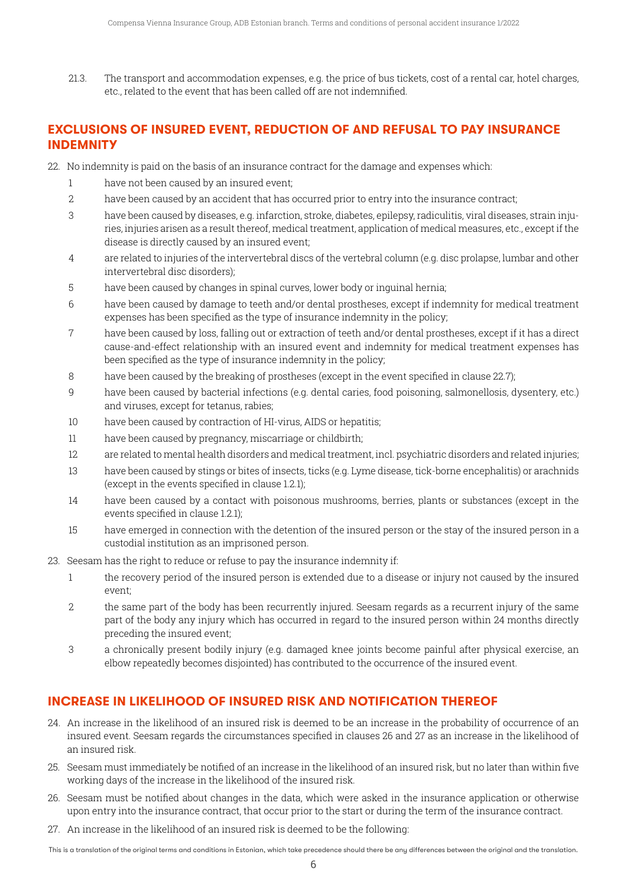21.3. The transport and accommodation expenses, e.g. the price of bus tickets, cost of a rental car, hotel charges, etc., related to the event that has been called off are not indemnified.

## EXCLUSIONS OF INSURED EVENT, REDUCTION OF AND REFUSAL TO PAY INSURANCE INDEMNITY

22. No indemnity is paid on the basis of an insurance contract for the damage and expenses which:
    1 have not been caused by an insured event;
    2 have been caused by an accident that has occurred prior to entry into the insurance contract;
    3 have been caused by diseases, e.g. infarction, stroke, diabetes, epilepsy, radiculitis, viral diseases, strain injuries, injuries arisen as a result thereof, medical treatment, application of medical measures, etc., except if the disease is directly caused by an insured event;
    4 are related to injuries of the intervertebral discs of the vertebral column (e.g. disc prolapse, lumbar and other intervertebral disc disorders);
    5 have been caused by changes in spinal curves, lower body or inguinal hernia;
    6 have been caused by damage to teeth and/or dental prostheses, except if indemnity for medical treatment expenses has been specified as the type of insurance indemnity in the policy;
    7 have been caused by loss, falling out or extraction of teeth and/or dental prostheses, except if it has a direct cause-and-effect relationship with an insured event and indemnity for medical treatment expenses has been specified as the type of insurance indemnity in the policy;
    8 have been caused by the breaking of prostheses (except in the event specified in clause 22.7);
    9 have been caused by bacterial infections (e.g. dental caries, food poisoning, salmonellosis, dysentery, etc.) and viruses, except for tetanus, rabies;
    10 have been caused by contraction of HI-virus, AIDS or hepatitis;
    11 have been caused by pregnancy, miscarriage or childbirth;
    12 are related to mental health disorders and medical treatment, incl. psychiatric disorders and related injuries;
    13 have been caused by stings or bites of insects, ticks (e.g. Lyme disease, tick-borne encephalitis) or arachnids (except in the events specified in clause 1.2.1);
    14 have been caused by a contact with poisonous mushrooms, berries, plants or substances (except in the events specified in clause 1.2.1);
    15 have emerged in connection with the detention of the insured person or the stay of the insured person in a custodial institution as an imprisoned person.
23. Seesam has the right to reduce or refuse to pay the insurance indemnity if:
    1 the recovery period of the insured person is extended due to a disease or injury not caused by the insured event;
    2 the same part of the body has been recurrently injured. Seesam regards as a recurrent injury of the same part of the body any injury which has occurred in regard to the insured person within 24 months directly preceding the insured event;
    3 a chronically present bodily injury (e.g. damaged knee joints become painful after physical exercise, an elbow repeatedly becomes disjointed) has contributed to the occurrence of the insured event.

## INCREASE IN LIKELIHOOD OF INSURED RISK AND NOTIFICATION THEREOF

24. An increase in the likelihood of an insured risk is deemed to be an increase in the probability of occurrence of an insured event. Seesam regards the circumstances specified in clauses 26 and 27 as an increase in the likelihood of an insured risk.
25. Seesam must immediately be notified of an increase in the likelihood of an insured risk, but no later than within five working days of the increase in the likelihood of the insured risk.
26. Seesam must be notified about changes in the data, which were asked in the insurance application or otherwise upon entry into the insurance contract, that occur prior to the start or during the term of the insurance contract.
27. An increase in the likelihood of an insured risk is deemed to be the following:

This is a translation of the original terms and conditions in Estonian, which take precedence should there be any differences between the original and the translation.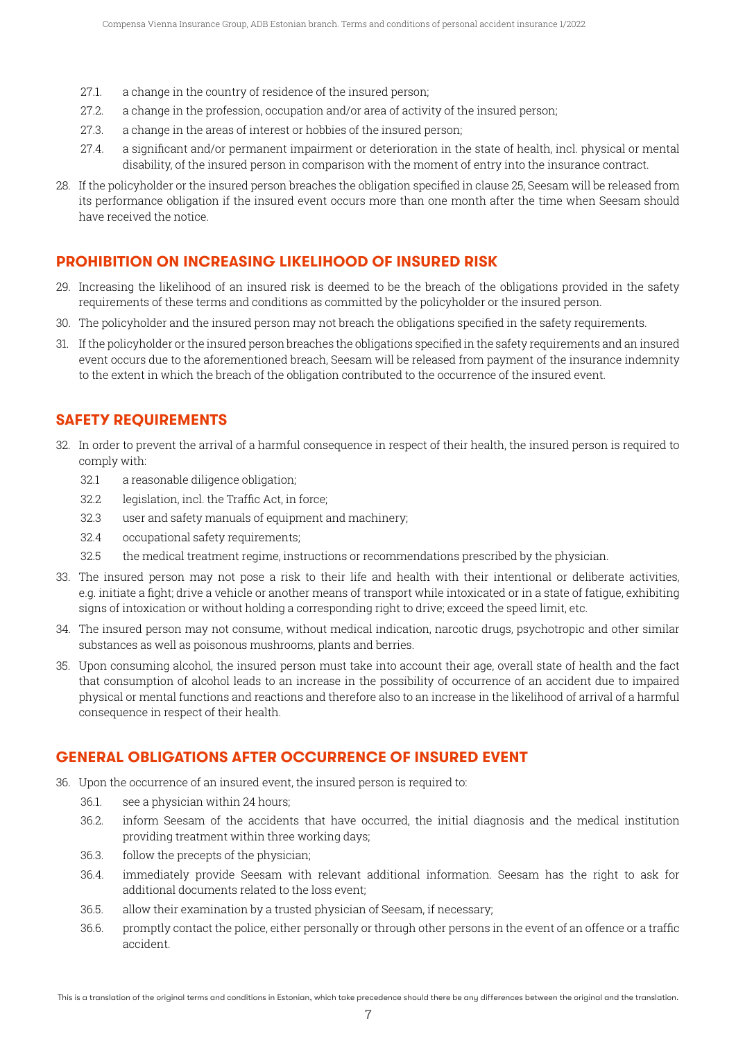27.1. a change in the country of residence of the insured person;

27.2. a change in the profession, occupation and/or area of activity of the insured person;

27.3. a change in the areas of interest or hobbies of the insured person;

27.4. a significant and/or permanent impairment or deterioration in the state of health, incl. physical or mental disability, of the insured person in comparison with the moment of entry into the insurance contract.

28. If the policyholder or the insured person breaches the obligation specified in clause 25, Seesam will be released from its performance obligation if the insured event occurs more than one month after the time when Seesam should have received the notice.

## PROHIBITION ON INCREASING LIKELIHOOD OF INSURED RISK

29. Increasing the likelihood of an insured risk is deemed to be the breach of the obligations provided in the safety requirements of these terms and conditions as committed by the policyholder or the insured person.

30. The policyholder and the insured person may not breach the obligations specified in the safety requirements.

31. If the policyholder or the insured person breaches the obligations specified in the safety requirements and an insured event occurs due to the aforementioned breach, Seesam will be released from payment of the insurance indemnity to the extent in which the breach of the obligation contributed to the occurrence of the insured event.

## SAFETY REQUIREMENTS

32. In order to prevent the arrival of a harmful consequence in respect of their health, the insured person is required to comply with:

    32.1 a reasonable diligence obligation;

    32.2 legislation, incl. the Traffic Act, in force;

    32.3 user and safety manuals of equipment and machinery;

    32.4 occupational safety requirements;

    32.5 the medical treatment regime, instructions or recommendations prescribed by the physician.

33. The insured person may not pose a risk to their life and health with their intentional or deliberate activities, e.g. initiate a fight; drive a vehicle or another means of transport while intoxicated or in a state of fatigue, exhibiting signs of intoxication or without holding a corresponding right to drive; exceed the speed limit, etc.

34. The insured person may not consume, without medical indication, narcotic drugs, psychotropic and other similar substances as well as poisonous mushrooms, plants and berries.

35. Upon consuming alcohol, the insured person must take into account their age, overall state of health and the fact that consumption of alcohol leads to an increase in the possibility of occurrence of an accident due to impaired physical or mental functions and reactions and therefore also to an increase in the likelihood of arrival of a harmful consequence in respect of their health.

## GENERAL OBLIGATIONS AFTER OCCURRENCE OF INSURED EVENT

36. Upon the occurrence of an insured event, the insured person is required to:

    36.1. see a physician within 24 hours;

    36.2. inform Seesam of the accidents that have occurred, the initial diagnosis and the medical institution providing treatment within three working days;

    36.3. follow the precepts of the physician;

    36.4. immediately provide Seesam with relevant additional information. Seesam has the right to ask for additional documents related to the loss event;

    36.5. allow their examination by a trusted physician of Seesam, if necessary;

    36.6. promptly contact the police, either personally or through other persons in the event of an offence or a traffic accident.

This is a translation of the original terms and conditions in Estonian, which take precedence should there be any differences between the original and the translation.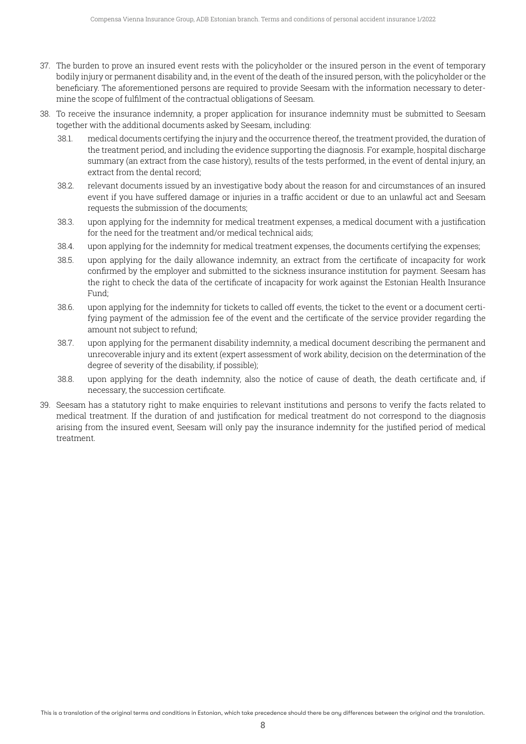37. The burden to prove an insured event rests with the policyholder or the insured person in the event of temporary bodily injury or permanent disability and, in the event of the death of the insured person, with the policyholder or the beneficiary. The aforementioned persons are required to provide Seesam with the information necessary to determine the scope of fulfilment of the contractual obligations of Seesam.
38. To receive the insurance indemnity, a proper application for insurance indemnity must be submitted to Seesam together with the additional documents asked by Seesam, including:
    - 38.1. medical documents certifying the injury and the occurrence thereof, the treatment provided, the duration of the treatment period, and including the evidence supporting the diagnosis. For example, hospital discharge summary (an extract from the case history), results of the tests performed, in the event of dental injury, an extract from the dental record;
    - 38.2. relevant documents issued by an investigative body about the reason for and circumstances of an insured event if you have suffered damage or injuries in a traffic accident or due to an unlawful act and Seesam requests the submission of the documents;
    - 38.3. upon applying for the indemnity for medical treatment expenses, a medical document with a justification for the need for the treatment and/or medical technical aids;
    - 38.4. upon applying for the indemnity for medical treatment expenses, the documents certifying the expenses;
    - 38.5. upon applying for the daily allowance indemnity, an extract from the certificate of incapacity for work confirmed by the employer and submitted to the sickness insurance institution for payment. Seesam has the right to check the data of the certificate of incapacity for work against the Estonian Health Insurance Fund;
    - 38.6. upon applying for the indemnity for tickets to called off events, the ticket to the event or a document certifying payment of the admission fee of the event and the certificate of the service provider regarding the amount not subject to refund;
    - 38.7. upon applying for the permanent disability indemnity, a medical document describing the permanent and unrecoverable injury and its extent (expert assessment of work ability, decision on the determination of the degree of severity of the disability, if possible);
    - 38.8. upon applying for the death indemnity, also the notice of cause of death, the death certificate and, if necessary, the succession certificate.
39. Seesam has a statutory right to make enquiries to relevant institutions and persons to verify the facts related to medical treatment. If the duration of and justification for medical treatment do not correspond to the diagnosis arising from the insured event, Seesam will only pay the insurance indemnity for the justified period of medical treatment.

This is a translation of the original terms and conditions in Estonian, which take precedence should there be any differences between the original and the translation.